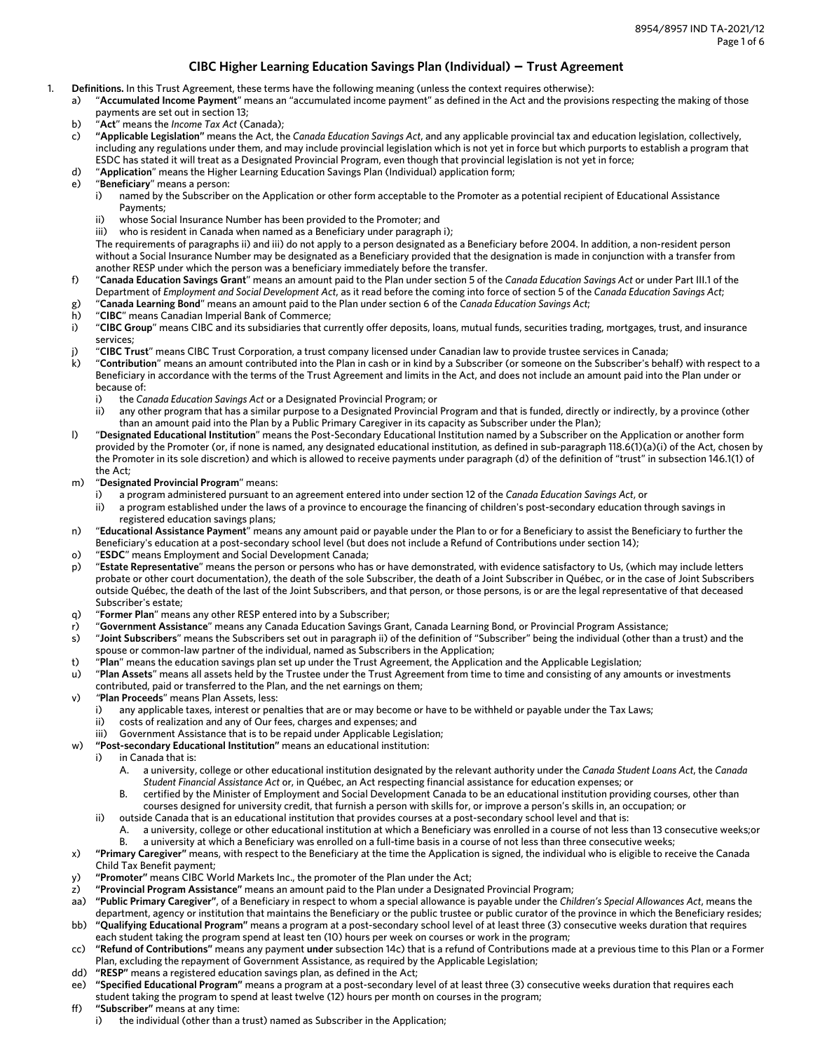## CIBC Higher Learning Education Savings Plan (Individual) – Trust Agreement

1. **Definitions.** In this Trust Agreement, these terms have the following meaning (unless the context requires otherwise):
   - a) "**Accumulated Income Payment**" means an "accumulated income payment" as defined in the Act and the provisions respecting the making of those payments are set out in section 13;
   - b) "**Act**" means the *Income Tax Act* (Canada);
   - c) **"Applicable Legislation"** means the Act, the *Canada Education Savings Act*, and any applicable provincial tax and education legislation, collectively, including any regulations under them, and may include provincial legislation which is not yet in force but which purports to establish a program that ESDC has stated it will treat as a Designated Provincial Program, even though that provincial legislation is not yet in force;
   - d) "**Application**" means the Higher Learning Education Savings Plan (Individual) application form;
   - e) "**Beneficiary**" means a person:
     - i) named by the Subscriber on the Application or other form acceptable to the Promoter as a potential recipient of Educational Assistance Payments;
     - ii) whose Social Insurance Number has been provided to the Promoter; and
     - iii) who is resident in Canada when named as a Beneficiary under paragraph i);

     The requirements of paragraphs ii) and iii) do not apply to a person designated as a Beneficiary before 2004. In addition, a non-resident person without a Social Insurance Number may be designated as a Beneficiary provided that the designation is made in conjunction with a transfer from another RESP under which the person was a beneficiary immediately before the transfer.
   - f) "**Canada Education Savings Grant**" means an amount paid to the Plan under section 5 of the *Canada Education Savings Act* or under Part III.1 of the Department of *Employment and Social Development Act*, as it read before the coming into force of section 5 of the *Canada Education Savings Act*;
   - g) "**Canada Learning Bond**" means an amount paid to the Plan under section 6 of the *Canada Education Savings Act*;
   - h) "**CIBC**" means Canadian Imperial Bank of Commerce;
   - i) "**CIBC Group**" means CIBC and its subsidiaries that currently offer deposits, loans, mutual funds, securities trading, mortgages, trust, and insurance services;
   - j) "**CIBC Trust**" means CIBC Trust Corporation, a trust company licensed under Canadian law to provide trustee services in Canada;
   - k) "**Contribution**" means an amount contributed into the Plan in cash or in kind by a Subscriber (or someone on the Subscriber's behalf) with respect to a Beneficiary in accordance with the terms of the Trust Agreement and limits in the Act, and does not include an amount paid into the Plan under or because of:
     - i) the *Canada Education Savings Act* or a Designated Provincial Program; or
     - ii) any other program that has a similar purpose to a Designated Provincial Program and that is funded, directly or indirectly, by a province (other than an amount paid into the Plan by a Public Primary Caregiver in its capacity as Subscriber under the Plan);
   - l) "**Designated Educational Institution**" means the Post-Secondary Educational Institution named by a Subscriber on the Application or another form provided by the Promoter (or, if none is named, any designated educational institution, as defined in sub-paragraph 118.6(1)(a)(i) of the Act, chosen by the Promoter in its sole discretion) and which is allowed to receive payments under paragraph (d) of the definition of "trust" in subsection 146.1(1) of the Act;
   - m) "**Designated Provincial Program**" means:
     - i) a program administered pursuant to an agreement entered into under section 12 of the *Canada Education Savings Act*, or
     - ii) a program established under the laws of a province to encourage the financing of children's post-secondary education through savings in registered education savings plans;
   - n) "**Educational Assistance Payment**" means any amount paid or payable under the Plan to or for a Beneficiary to assist the Beneficiary to further the Beneficiary's education at a post-secondary school level (but does not include a Refund of Contributions under section 14);
   - o) "**ESDC**" means Employment and Social Development Canada;
   - p) "**Estate Representative**" means the person or persons who has or have demonstrated, with evidence satisfactory to Us, (which may include letters probate or other court documentation), the death of the sole Subscriber, the death of a Joint Subscriber in Québec, or in the case of Joint Subscribers outside Québec, the death of the last of the Joint Subscribers, and that person, or those persons, is or are the legal representative of that deceased Subscriber's estate;
   - q) "**Former Plan**" means any other RESP entered into by a Subscriber;
   - r) "**Government Assistance**" means any Canada Education Savings Grant, Canada Learning Bond, or Provincial Program Assistance;
   - s) "**Joint Subscribers**" means the Subscribers set out in paragraph ii) of the definition of "Subscriber" being the individual (other than a trust) and the spouse or common-law partner of the individual, named as Subscribers in the Application;
   - t) "**Plan**" means the education savings plan set up under the Trust Agreement, the Application and the Applicable Legislation;
   - u) "**Plan Assets**" means all assets held by the Trustee under the Trust Agreement from time to time and consisting of any amounts or investments contributed, paid or transferred to the Plan, and the net earnings on them;
   - v) "**Plan Proceeds**" means Plan Assets, less:
     - i) any applicable taxes, interest or penalties that are or may become or have to be withheld or payable under the Tax Laws;
     - ii) costs of realization and any of Our fees, charges and expenses; and
     - iii) Government Assistance that is to be repaid under Applicable Legislation;
   - w) **"Post-secondary Educational Institution"** means an educational institution:
     - i) in Canada that is:
       - A. a university, college or other educational institution designated by the relevant authority under the *Canada Student Loans Act*, the *Canada Student Financial Assistance Act* or, in Québec, an Act respecting financial assistance for education expenses; or
       - B. certified by the Minister of Employment and Social Development Canada to be an educational institution providing courses, other than courses designed for university credit, that furnish a person with skills for, or improve a person's skills in, an occupation; or
     - ii) outside Canada that is an educational institution that provides courses at a post-secondary school level and that is:
       - A. a university, college or other educational institution at which a Beneficiary was enrolled in a course of not less than 13 consecutive weeks;or
       - B. a university at which a Beneficiary was enrolled on a full-time basis in a course of not less than three consecutive weeks;
   - x) **"Primary Caregiver"** means, with respect to the Beneficiary at the time the Application is signed, the individual who is eligible to receive the Canada Child Tax Benefit payment;
   - y) **"Promoter"** means CIBC World Markets Inc., the promoter of the Plan under the Act;
   - z) **"Provincial Program Assistance"** means an amount paid to the Plan under a Designated Provincial Program;
   - aa) **"Public Primary Caregiver"**, of a Beneficiary in respect to whom a special allowance is payable under the *Children's Special Allowances Act*, means the department, agency or institution that maintains the Beneficiary or the public trustee or public curator of the province in which the Beneficiary resides;
   - bb) **"Qualifying Educational Program"** means a program at a post-secondary school level of at least three (3) consecutive weeks duration that requires each student taking the program spend at least ten (10) hours per week on courses or work in the program;
   - cc) **"Refund of Contributions"** means any payment **under** subsection 14c) that is a refund of Contributions made at a previous time to this Plan or a Former Plan, excluding the repayment of Government Assistance, as required by the Applicable Legislation;
   - dd) **"RESP"** means a registered education savings plan, as defined in the Act;
   - ee) **"Specified Educational Program"** means a program at a post-secondary level of at least three (3) consecutive weeks duration that requires each student taking the program to spend at least twelve (12) hours per month on courses in the program;
   - ff) **"Subscriber"** means at any time:
     - i) the individual (other than a trust) named as Subscriber in the Application;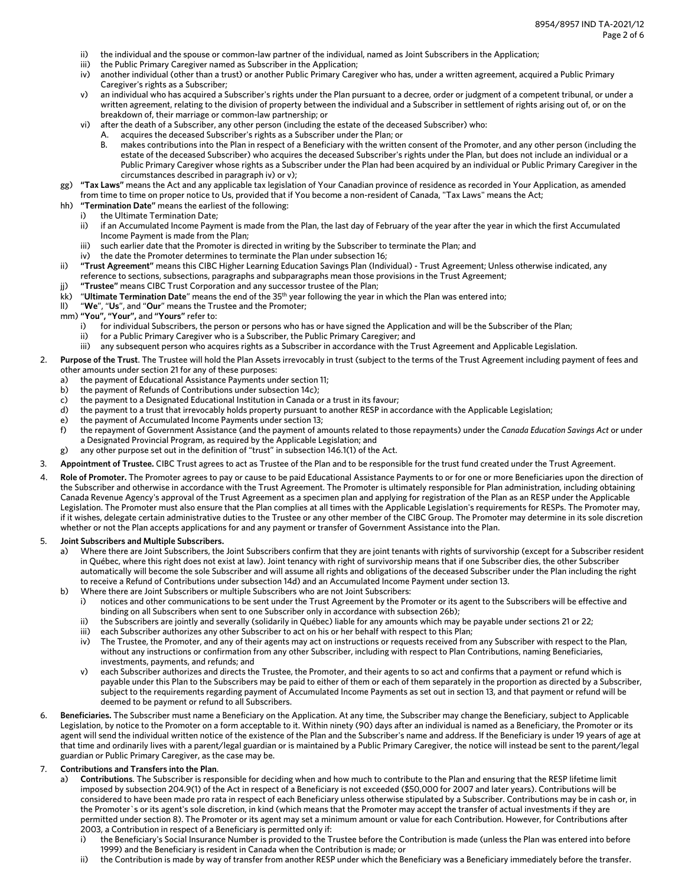ii) the individual and the spouse or common-law partner of the individual, named as Joint Subscribers in the Application;
iii) the Public Primary Caregiver named as Subscriber in the Application;
iv) another individual (other than a trust) or another Public Primary Caregiver who has, under a written agreement, acquired a Public Primary Caregiver's rights as a Subscriber;
v) an individual who has acquired a Subscriber's rights under the Plan pursuant to a decree, order or judgment of a competent tribunal, or under a written agreement, relating to the division of property between the individual and a Subscriber in settlement of rights arising out of, or on the breakdown of, their marriage or common-law partnership; or
vi) after the death of a Subscriber, any other person (including the estate of the deceased Subscriber) who:
   A. acquires the deceased Subscriber's rights as a Subscriber under the Plan; or
   B. makes contributions into the Plan in respect of a Beneficiary with the written consent of the Promoter, and any other person (including the estate of the deceased Subscriber) who acquires the deceased Subscriber's rights under the Plan, but does not include an individual or a Public Primary Caregiver whose rights as a Subscriber under the Plan had been acquired by an individual or Public Primary Caregiver in the circumstances described in paragraph iv) or v);

gg) **"Tax Laws"** means the Act and any applicable tax legislation of Your Canadian province of residence as recorded in Your Application, as amended from time to time on proper notice to Us, provided that if You become a non-resident of Canada, "Tax Laws" means the Act;

hh) **"Termination Date"** means the earliest of the following:
i) the Ultimate Termination Date;
ii) if an Accumulated Income Payment is made from the Plan, the last day of February of the year after the year in which the first Accumulated Income Payment is made from the Plan;
iii) such earlier date that the Promoter is directed in writing by the Subscriber to terminate the Plan; and
iv) the date the Promoter determines to terminate the Plan under subsection 16;

ii) **"Trust Agreement"** means this CIBC Higher Learning Education Savings Plan (Individual) - Trust Agreement; Unless otherwise indicated, any reference to sections, subsections, paragraphs and subparagraphs mean those provisions in the Trust Agreement;

jj) **"Trustee"** means CIBC Trust Corporation and any successor trustee of the Plan;

kk) "**Ultimate Termination Date**" means the end of the 35th year following the year in which the Plan was entered into;

ll) "**We**", "**Us**", and "**Our**" means the Trustee and the Promoter;

mm) **"You", "Your",** and **"Yours"** refer to:
i) for individual Subscribers, the person or persons who has or have signed the Application and will be the Subscriber of the Plan;
ii) for a Public Primary Caregiver who is a Subscriber, the Public Primary Caregiver; and
iii) any subsequent person who acquires rights as a Subscriber in accordance with the Trust Agreement and Applicable Legislation.

2. **Purpose of the Trust**. The Trustee will hold the Plan Assets irrevocably in trust (subject to the terms of the Trust Agreement including payment of fees and other amounts under section 21 for any of these purposes:
   a) the payment of Educational Assistance Payments under section 11;
   b) the payment of Refunds of Contributions under subsection 14c);
   c) the payment to a Designated Educational Institution in Canada or a trust in its favour;
   d) the payment to a trust that irrevocably holds property pursuant to another RESP in accordance with the Applicable Legislation;
   e) the payment of Accumulated Income Payments under section 13;
   f) the repayment of Government Assistance (and the payment of amounts related to those repayments) under the *Canada Education Savings Act* or under a Designated Provincial Program, as required by the Applicable Legislation; and
   g) any other purpose set out in the definition of "trust" in subsection 146.1(1) of the Act.

3. **Appointment of Trustee.** CIBC Trust agrees to act as Trustee of the Plan and to be responsible for the trust fund created under the Trust Agreement.

4. **Role of Promoter.** The Promoter agrees to pay or cause to be paid Educational Assistance Payments to or for one or more Beneficiaries upon the direction of the Subscriber and otherwise in accordance with the Trust Agreement. The Promoter is ultimately responsible for Plan administration, including obtaining Canada Revenue Agency's approval of the Trust Agreement as a specimen plan and applying for registration of the Plan as an RESP under the Applicable Legislation. The Promoter must also ensure that the Plan complies at all times with the Applicable Legislation's requirements for RESPs. The Promoter may, if it wishes, delegate certain administrative duties to the Trustee or any other member of the CIBC Group. The Promoter may determine in its sole discretion whether or not the Plan accepts applications for and any payment or transfer of Government Assistance into the Plan.

5. **Joint Subscribers and Multiple Subscribers.**
   a) Where there are Joint Subscribers, the Joint Subscribers confirm that they are joint tenants with rights of survivorship (except for a Subscriber resident in Québec, where this right does not exist at law). Joint tenancy with right of survivorship means that if one Subscriber dies, the other Subscriber automatically will become the sole Subscriber and will assume all rights and obligations of the deceased Subscriber under the Plan including the right to receive a Refund of Contributions under subsection 14d) and an Accumulated Income Payment under section 13.
   b) Where there are Joint Subscribers or multiple Subscribers who are not Joint Subscribers:
      i) notices and other communications to be sent under the Trust Agreement by the Promoter or its agent to the Subscribers will be effective and binding on all Subscribers when sent to one Subscriber only in accordance with subsection 26b);
      ii) the Subscribers are jointly and severally (solidarily in Québec) liable for any amounts which may be payable under sections 21 or 22;
      iii) each Subscriber authorizes any other Subscriber to act on his or her behalf with respect to this Plan;
      iv) The Trustee, the Promoter, and any of their agents may act on instructions or requests received from any Subscriber with respect to the Plan, without any instructions or confirmation from any other Subscriber, including with respect to Plan Contributions, naming Beneficiaries, investments, payments, and refunds; and
      v) each Subscriber authorizes and directs the Trustee, the Promoter, and their agents to so act and confirms that a payment or refund which is payable under this Plan to the Subscribers may be paid to either of them or each of them separately in the proportion as directed by a Subscriber, subject to the requirements regarding payment of Accumulated Income Payments as set out in section 13, and that payment or refund will be deemed to be payment or refund to all Subscribers.

6. **Beneficiaries.** The Subscriber must name a Beneficiary on the Application. At any time, the Subscriber may change the Beneficiary, subject to Applicable Legislation, by notice to the Promoter on a form acceptable to it. Within ninety (90) days after an individual is named as a Beneficiary, the Promoter or its agent will send the individual written notice of the existence of the Plan and the Subscriber's name and address. If the Beneficiary is under 19 years of age at that time and ordinarily lives with a parent/legal guardian or is maintained by a Public Primary Caregiver, the notice will instead be sent to the parent/legal guardian or Public Primary Caregiver, as the case may be.

7. **Contributions and Transfers into the Plan**.
   a) **Contributions**. The Subscriber is responsible for deciding when and how much to contribute to the Plan and ensuring that the RESP lifetime limit imposed by subsection 204.9(1) of the Act in respect of a Beneficiary is not exceeded ($50,000 for 2007 and later years). Contributions will be considered to have been made pro rata in respect of each Beneficiary unless otherwise stipulated by a Subscriber. Contributions may be in cash or, in the Promoter`s or its agent's sole discretion, in kind (which means that the Promoter may accept the transfer of actual investments if they are permitted under section 8). The Promoter or its agent may set a minimum amount or value for each Contribution. However, for Contributions after 2003, a Contribution in respect of a Beneficiary is permitted only if:
      i) the Beneficiary's Social Insurance Number is provided to the Trustee before the Contribution is made (unless the Plan was entered into before 1999) and the Beneficiary is resident in Canada when the Contribution is made; or
      ii) the Contribution is made by way of transfer from another RESP under which the Beneficiary was a Beneficiary immediately before the transfer.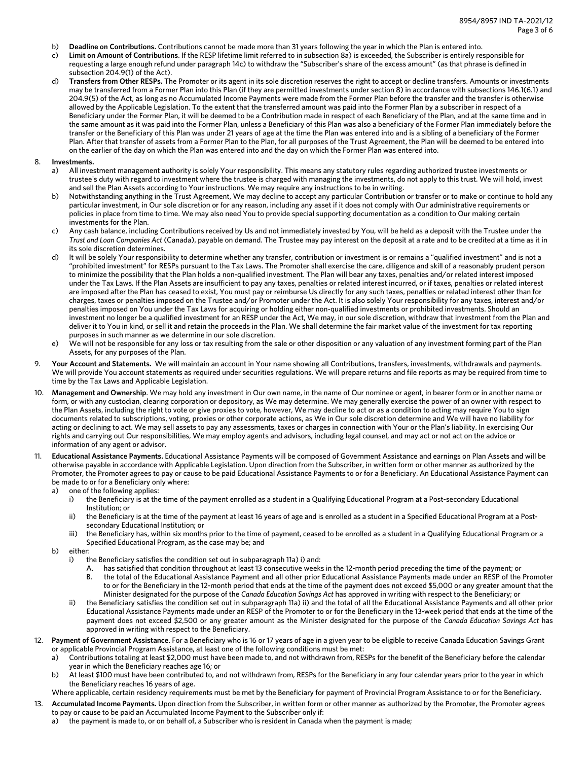b) **Deadline on Contributions.** Contributions cannot be made more than 31 years following the year in which the Plan is entered into.

c) **Limit on Amount of Contributions**. If the RESP lifetime limit referred to in subsection 8a) is exceeded, the Subscriber is entirely responsible for requesting a large enough refund under paragraph 14c) to withdraw the "Subscriber's share of the excess amount" (as that phrase is defined in subsection 204.9(1) of the Act).

d) **Transfers from Other RESPs.** The Promoter or its agent in its sole discretion reserves the right to accept or decline transfers. Amounts or investments may be transferred from a Former Plan into this Plan (if they are permitted investments under section 8) in accordance with subsections 146.1(6.1) and 204.9(5) of the Act, as long as no Accumulated Income Payments were made from the Former Plan before the transfer and the transfer is otherwise allowed by the Applicable Legislation. To the extent that the transferred amount was paid into the Former Plan by a subscriber in respect of a Beneficiary under the Former Plan, it will be deemed to be a Contribution made in respect of each Beneficiary of the Plan, and at the same time and in the same amount as it was paid into the Former Plan, unless a Beneficiary of this Plan was also a beneficiary of the Former Plan immediately before the transfer or the Beneficiary of this Plan was under 21 years of age at the time the Plan was entered into and is a sibling of a beneficiary of the Former Plan. After that transfer of assets from a Former Plan to the Plan, for all purposes of the Trust Agreement, the Plan will be deemed to be entered into on the earlier of the day on which the Plan was entered into and the day on which the Former Plan was entered into.

8. **Investments.**

   a) All investment management authority is solely Your responsibility. This means any statutory rules regarding authorized trustee investments or trustee's duty with regard to investment where the trustee is charged with managing the investments, do not apply to this trust. We will hold, invest and sell the Plan Assets according to Your instructions. We may require any instructions to be in writing.

   b) Notwithstanding anything in the Trust Agreement, We may decline to accept any particular Contribution or transfer or to make or continue to hold any particular investment, in Our sole discretion or for any reason, including any asset if it does not comply with Our administrative requirements or policies in place from time to time. We may also need You to provide special supporting documentation as a condition to Our making certain investments for the Plan.

   c) Any cash balance, including Contributions received by Us and not immediately invested by You, will be held as a deposit with the Trustee under the *Trust and Loan Companies Act* (Canada), payable on demand. The Trustee may pay interest on the deposit at a rate and to be credited at a time as it in its sole discretion determines.

   d) It will be solely Your responsibility to determine whether any transfer, contribution or investment is or remains a "qualified investment" and is not a "prohibited investment" for RESPs pursuant to the Tax Laws. The Promoter shall exercise the care, diligence and skill of a reasonably prudent person to minimize the possibility that the Plan holds a non-qualified investment. The Plan will bear any taxes, penalties and/or related interest imposed under the Tax Laws. If the Plan Assets are insufficient to pay any taxes, penalties or related interest incurred, or if taxes, penalties or related interest are imposed after the Plan has ceased to exist, You must pay or reimburse Us directly for any such taxes, penalties or related interest other than for charges, taxes or penalties imposed on the Trustee and/or Promoter under the Act. It is also solely Your responsibility for any taxes, interest and/or penalties imposed on You under the Tax Laws for acquiring or holding either non-qualified investments or prohibited investments. Should an investment no longer be a qualified investment for an RESP under the Act, We may, in our sole discretion, withdraw that investment from the Plan and deliver it to You in kind, or sell it and retain the proceeds in the Plan. We shall determine the fair market value of the investment for tax reporting purposes in such manner as we determine in our sole discretion.

   e) We will not be responsible for any loss or tax resulting from the sale or other disposition or any valuation of any investment forming part of the Plan Assets, for any purposes of the Plan.

9. **Your Account and Statements.** We will maintain an account in Your name showing all Contributions, transfers, investments, withdrawals and payments. We will provide You account statements as required under securities regulations. We will prepare returns and file reports as may be required from time to time by the Tax Laws and Applicable Legislation.

10. **Management and Ownership**. We may hold any investment in Our own name, in the name of Our nominee or agent, in bearer form or in another name or form, or with any custodian, clearing corporation or depository, as We may determine. We may generally exercise the power of an owner with respect to the Plan Assets, including the right to vote or give proxies to vote, however, We may decline to act or as a condition to acting may require You to sign documents related to subscriptions, voting, proxies or other corporate actions, as We in Our sole discretion determine and We will have no liability for acting or declining to act. We may sell assets to pay any assessments, taxes or charges in connection with Your or the Plan's liability. In exercising Our rights and carrying out Our responsibilities, We may employ agents and advisors, including legal counsel, and may act or not act on the advice or information of any agent or advisor.

11. **Educational Assistance Payments.** Educational Assistance Payments will be composed of Government Assistance and earnings on Plan Assets and will be otherwise payable in accordance with Applicable Legislation. Upon direction from the Subscriber, in written form or other manner as authorized by the Promoter, the Promoter agrees to pay or cause to be paid Educational Assistance Payments to or for a Beneficiary. An Educational Assistance Payment can be made to or for a Beneficiary only where:

    a) one of the following applies:

       i) the Beneficiary is at the time of the payment enrolled as a student in a Qualifying Educational Program at a Post-secondary Educational Institution; or

       ii) the Beneficiary is at the time of the payment at least 16 years of age and is enrolled as a student in a Specified Educational Program at a Post-secondary Educational Institution; or

       iii) the Beneficiary has, within six months prior to the time of payment, ceased to be enrolled as a student in a Qualifying Educational Program or a Specified Educational Program, as the case may be; and

    b) either:

       i) the Beneficiary satisfies the condition set out in subparagraph 11a) i) and:

          A. has satisfied that condition throughout at least 13 consecutive weeks in the 12-month period preceding the time of the payment; or

          B. the total of the Educational Assistance Payment and all other prior Educational Assistance Payments made under an RESP of the Promoter to or for the Beneficiary in the 12-month period that ends at the time of the payment does not exceed $5,000 or any greater amount that the Minister designated for the purpose of the *Canada Education Savings Act* has approved in writing with respect to the Beneficiary; or

       ii) the Beneficiary satisfies the condition set out in subparagraph 11a) ii) and the total of all the Educational Assistance Payments and all other prior Educational Assistance Payments made under an RESP of the Promoter to or for the Beneficiary in the 13-week period that ends at the time of the payment does not exceed $2,500 or any greater amount as the Minister designated for the purpose of the *Canada Education Savings Act* has approved in writing with respect to the Beneficiary.

12. **Payment of Government Assistance**. For a Beneficiary who is 16 or 17 years of age in a given year to be eligible to receive Canada Education Savings Grant or applicable Provincial Program Assistance, at least one of the following conditions must be met:

    a) Contributions totaling at least $2,000 must have been made to, and not withdrawn from, RESPs for the benefit of the Beneficiary before the calendar year in which the Beneficiary reaches age 16; or

    b) At least $100 must have been contributed to, and not withdrawn from, RESPs for the Beneficiary in any four calendar years prior to the year in which the Beneficiary reaches 16 years of age.

    Where applicable, certain residency requirements must be met by the Beneficiary for payment of Provincial Program Assistance to or for the Beneficiary.

13. **Accumulated Income Payments.** Upon direction from the Subscriber, in written form or other manner as authorized by the Promoter, the Promoter agrees to pay or cause to be paid an Accumulated Income Payment to the Subscriber only if:

    a) the payment is made to, or on behalf of, a Subscriber who is resident in Canada when the payment is made;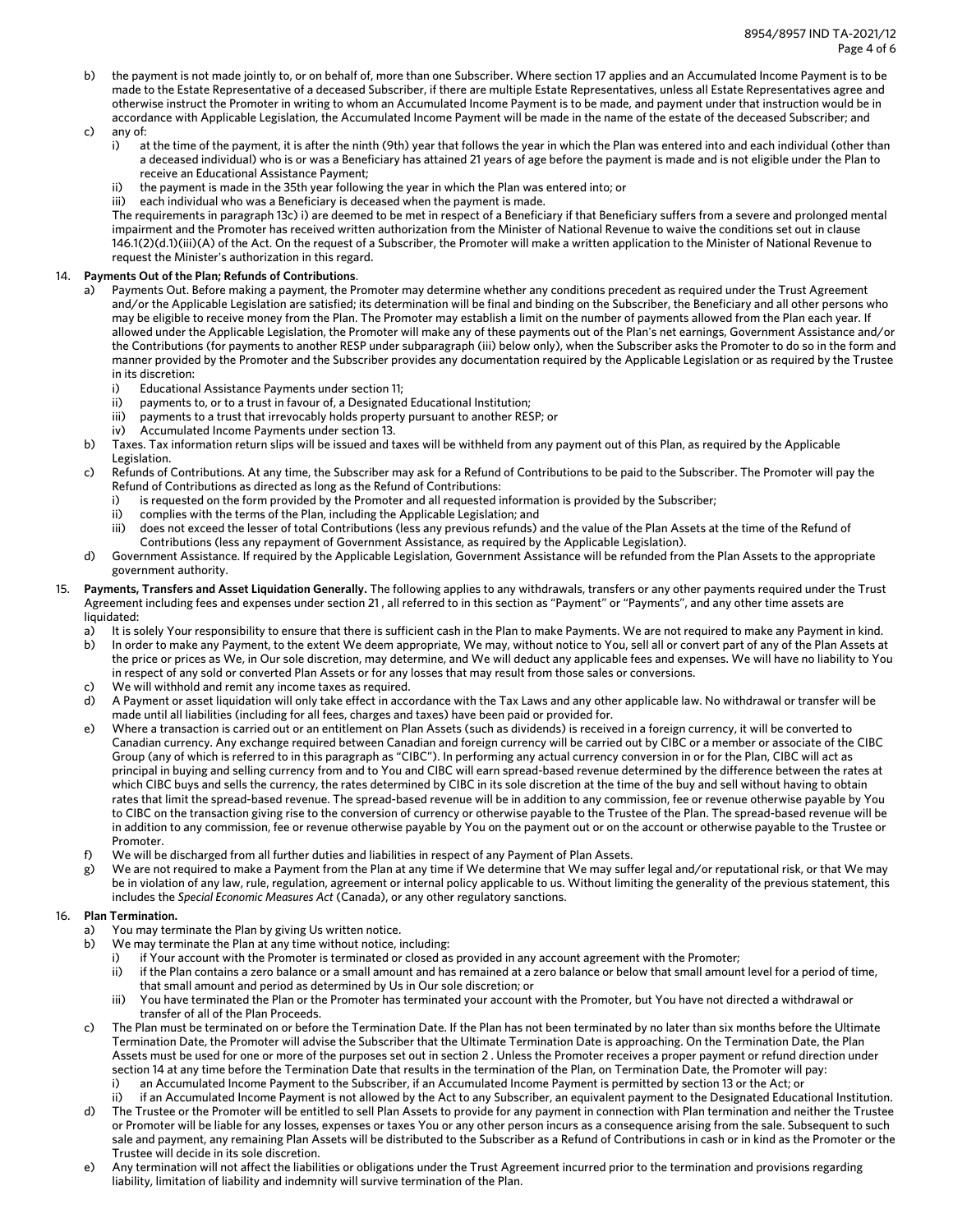b) the payment is not made jointly to, or on behalf of, more than one Subscriber. Where section 17 applies and an Accumulated Income Payment is to be made to the Estate Representative of a deceased Subscriber, if there are multiple Estate Representatives, unless all Estate Representatives agree and otherwise instruct the Promoter in writing to whom an Accumulated Income Payment is to be made, and payment under that instruction would be in accordance with Applicable Legislation, the Accumulated Income Payment will be made in the name of the estate of the deceased Subscriber; and

c) any of:
   i) at the time of the payment, it is after the ninth (9th) year that follows the year in which the Plan was entered into and each individual (other than a deceased individual) who is or was a Beneficiary has attained 21 years of age before the payment is made and is not eligible under the Plan to receive an Educational Assistance Payment;
   ii) the payment is made in the 35th year following the year in which the Plan was entered into; or
   iii) each individual who was a Beneficiary is deceased when the payment is made.

   The requirements in paragraph 13c) i) are deemed to be met in respect of a Beneficiary if that Beneficiary suffers from a severe and prolonged mental impairment and the Promoter has received written authorization from the Minister of National Revenue to waive the conditions set out in clause 146.1(2)(d.1)(iii)(A) of the Act. On the request of a Subscriber, the Promoter will make a written application to the Minister of National Revenue to request the Minister's authorization in this regard.

14. **Payments Out of the Plan; Refunds of Contributions**.
   a) Payments Out. Before making a payment, the Promoter may determine whether any conditions precedent as required under the Trust Agreement and/or the Applicable Legislation are satisfied; its determination will be final and binding on the Subscriber, the Beneficiary and all other persons who may be eligible to receive money from the Plan. The Promoter may establish a limit on the number of payments allowed from the Plan each year. If allowed under the Applicable Legislation, the Promoter will make any of these payments out of the Plan's net earnings, Government Assistance and/or the Contributions (for payments to another RESP under subparagraph (iii) below only), when the Subscriber asks the Promoter to do so in the form and manner provided by the Promoter and the Subscriber provides any documentation required by the Applicable Legislation or as required by the Trustee in its discretion:
      i) Educational Assistance Payments under section 11;
      ii) payments to, or to a trust in favour of, a Designated Educational Institution;
      iii) payments to a trust that irrevocably holds property pursuant to another RESP; or
      iv) Accumulated Income Payments under section 13.
   b) Taxes. Tax information return slips will be issued and taxes will be withheld from any payment out of this Plan, as required by the Applicable Legislation.
   c) Refunds of Contributions. At any time, the Subscriber may ask for a Refund of Contributions to be paid to the Subscriber. The Promoter will pay the Refund of Contributions as directed as long as the Refund of Contributions:
      i) is requested on the form provided by the Promoter and all requested information is provided by the Subscriber;
      ii) complies with the terms of the Plan, including the Applicable Legislation; and
      iii) does not exceed the lesser of total Contributions (less any previous refunds) and the value of the Plan Assets at the time of the Refund of Contributions (less any repayment of Government Assistance, as required by the Applicable Legislation).
   d) Government Assistance. If required by the Applicable Legislation, Government Assistance will be refunded from the Plan Assets to the appropriate government authority.

15. **Payments, Transfers and Asset Liquidation Generally.** The following applies to any withdrawals, transfers or any other payments required under the Trust Agreement including fees and expenses under section 21 , all referred to in this section as "Payment" or "Payments", and any other time assets are liquidated:
   a) It is solely Your responsibility to ensure that there is sufficient cash in the Plan to make Payments. We are not required to make any Payment in kind.
   b) In order to make any Payment, to the extent We deem appropriate, We may, without notice to You, sell all or convert part of any of the Plan Assets at the price or prices as We, in Our sole discretion, may determine, and We will deduct any applicable fees and expenses. We will have no liability to You in respect of any sold or converted Plan Assets or for any losses that may result from those sales or conversions.
   c) We will withhold and remit any income taxes as required.
   d) A Payment or asset liquidation will only take effect in accordance with the Tax Laws and any other applicable law. No withdrawal or transfer will be made until all liabilities (including for all fees, charges and taxes) have been paid or provided for.
   e) Where a transaction is carried out or an entitlement on Plan Assets (such as dividends) is received in a foreign currency, it will be converted to Canadian currency. Any exchange required between Canadian and foreign currency will be carried out by CIBC or a member or associate of the CIBC Group (any of which is referred to in this paragraph as "CIBC"). In performing any actual currency conversion in or for the Plan, CIBC will act as principal in buying and selling currency from and to You and CIBC will earn spread-based revenue determined by the difference between the rates at which CIBC buys and sells the currency, the rates determined by CIBC in its sole discretion at the time of the buy and sell without having to obtain rates that limit the spread-based revenue. The spread-based revenue will be in addition to any commission, fee or revenue otherwise payable by You to CIBC on the transaction giving rise to the conversion of currency or otherwise payable to the Trustee of the Plan. The spread-based revenue will be in addition to any commission, fee or revenue otherwise payable by You on the payment out or on the account or otherwise payable to the Trustee or Promoter.
   f) We will be discharged from all further duties and liabilities in respect of any Payment of Plan Assets.
   g) We are not required to make a Payment from the Plan at any time if We determine that We may suffer legal and/or reputational risk, or that We may be in violation of any law, rule, regulation, agreement or internal policy applicable to us. Without limiting the generality of the previous statement, this includes the *Special Economic Measures Act* (Canada), or any other regulatory sanctions.

16. **Plan Termination.**
   a) You may terminate the Plan by giving Us written notice.
   b) We may terminate the Plan at any time without notice, including:
      i) if Your account with the Promoter is terminated or closed as provided in any account agreement with the Promoter;
      ii) if the Plan contains a zero balance or a small amount and has remained at a zero balance or below that small amount level for a period of time, that small amount and period as determined by Us in Our sole discretion; or
      iii) You have terminated the Plan or the Promoter has terminated your account with the Promoter, but You have not directed a withdrawal or transfer of all of the Plan Proceeds.
   c) The Plan must be terminated on or before the Termination Date. If the Plan has not been terminated by no later than six months before the Ultimate Termination Date, the Promoter will advise the Subscriber that the Ultimate Termination Date is approaching. On the Termination Date, the Plan Assets must be used for one or more of the purposes set out in section 2 . Unless the Promoter receives a proper payment or refund direction under section 14 at any time before the Termination Date that results in the termination of the Plan, on Termination Date, the Promoter will pay:
      i) an Accumulated Income Payment to the Subscriber, if an Accumulated Income Payment is permitted by section 13 or the Act; or
      ii) if an Accumulated Income Payment is not allowed by the Act to any Subscriber, an equivalent payment to the Designated Educational Institution.
   d) The Trustee or the Promoter will be entitled to sell Plan Assets to provide for any payment in connection with Plan termination and neither the Trustee or Promoter will be liable for any losses, expenses or taxes You or any other person incurs as a consequence arising from the sale. Subsequent to such sale and payment, any remaining Plan Assets will be distributed to the Subscriber as a Refund of Contributions in cash or in kind as the Promoter or the Trustee will decide in its sole discretion.
   e) Any termination will not affect the liabilities or obligations under the Trust Agreement incurred prior to the termination and provisions regarding liability, limitation of liability and indemnity will survive termination of the Plan.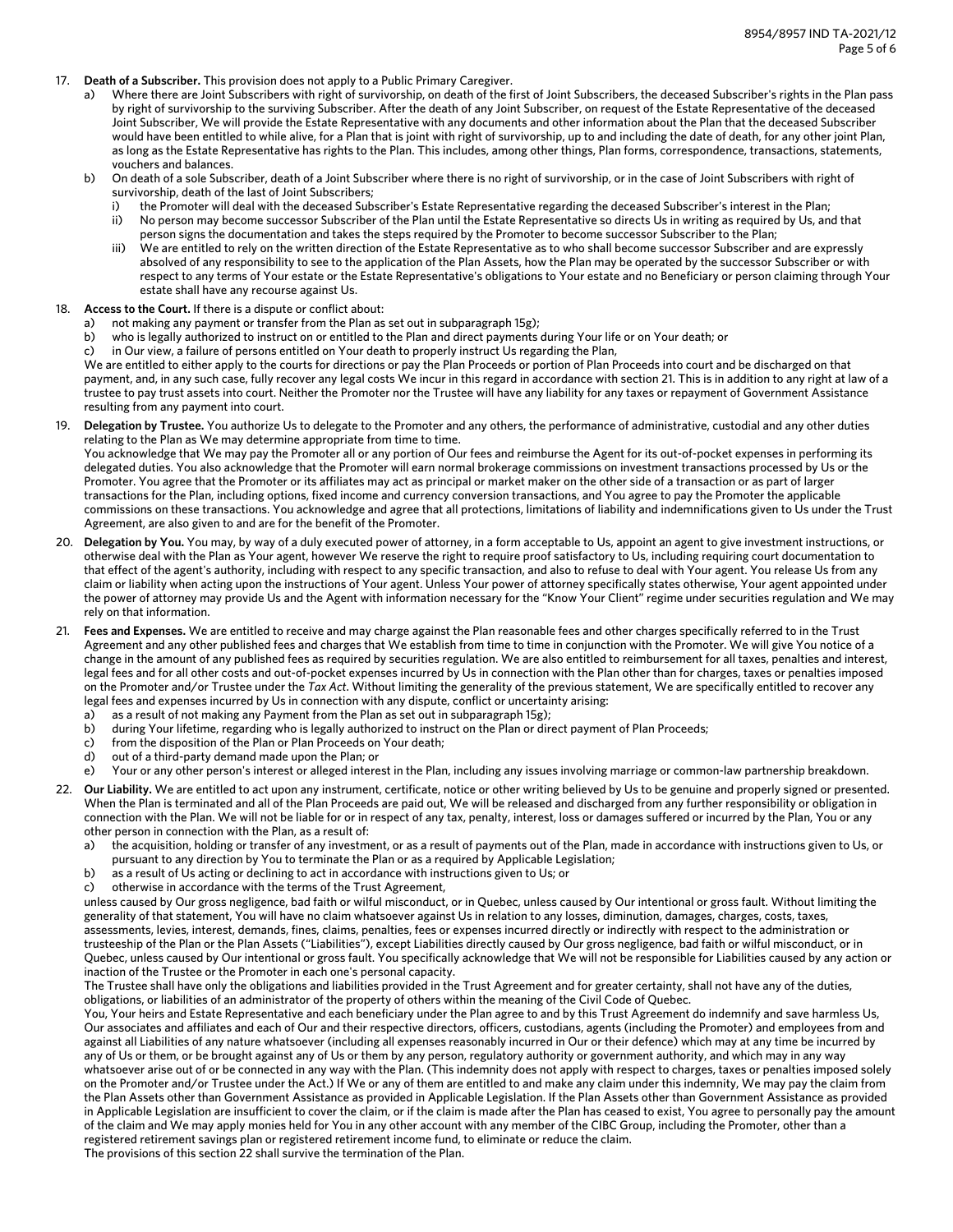17. **Death of a Subscriber.** This provision does not apply to a Public Primary Caregiver.
    a) Where there are Joint Subscribers with right of survivorship, on death of the first of Joint Subscribers, the deceased Subscriber's rights in the Plan pass by right of survivorship to the surviving Subscriber. After the death of any Joint Subscriber, on request of the Estate Representative of the deceased Joint Subscriber, We will provide the Estate Representative with any documents and other information about the Plan that the deceased Subscriber would have been entitled to while alive, for a Plan that is joint with right of survivorship, up to and including the date of death, for any other joint Plan, as long as the Estate Representative has rights to the Plan. This includes, among other things, Plan forms, correspondence, transactions, statements, vouchers and balances.
    b) On death of a sole Subscriber, death of a Joint Subscriber where there is no right of survivorship, or in the case of Joint Subscribers with right of survivorship, death of the last of Joint Subscribers;
       i) the Promoter will deal with the deceased Subscriber's Estate Representative regarding the deceased Subscriber's interest in the Plan;
       ii) No person may become successor Subscriber of the Plan until the Estate Representative so directs Us in writing as required by Us, and that person signs the documentation and takes the steps required by the Promoter to become successor Subscriber to the Plan;
       iii) We are entitled to rely on the written direction of the Estate Representative as to who shall become successor Subscriber and are expressly absolved of any responsibility to see to the application of the Plan Assets, how the Plan may be operated by the successor Subscriber or with respect to any terms of Your estate or the Estate Representative's obligations to Your estate and no Beneficiary or person claiming through Your estate shall have any recourse against Us.

18. **Access to the Court.** If there is a dispute or conflict about:
    a) not making any payment or transfer from the Plan as set out in subparagraph 15g);
    b) who is legally authorized to instruct on or entitled to the Plan and direct payments during Your life or on Your death; or
    c) in Our view, a failure of persons entitled on Your death to properly instruct Us regarding the Plan,

    We are entitled to either apply to the courts for directions or pay the Plan Proceeds or portion of Plan Proceeds into court and be discharged on that payment, and, in any such case, fully recover any legal costs We incur in this regard in accordance with section 21. This is in addition to any right at law of a trustee to pay trust assets into court. Neither the Promoter nor the Trustee will have any liability for any taxes or repayment of Government Assistance resulting from any payment into court.

19. **Delegation by Trustee.** You authorize Us to delegate to the Promoter and any others, the performance of administrative, custodial and any other duties relating to the Plan as We may determine appropriate from time to time.
    You acknowledge that We may pay the Promoter all or any portion of Our fees and reimburse the Agent for its out-of-pocket expenses in performing its delegated duties. You also acknowledge that the Promoter will earn normal brokerage commissions on investment transactions processed by Us or the Promoter. You agree that the Promoter or its affiliates may act as principal or market maker on the other side of a transaction or as part of larger transactions for the Plan, including options, fixed income and currency conversion transactions, and You agree to pay the Promoter the applicable commissions on these transactions. You acknowledge and agree that all protections, limitations of liability and indemnifications given to Us under the Trust Agreement, are also given to and are for the benefit of the Promoter.

20. **Delegation by You.** You may, by way of a duly executed power of attorney, in a form acceptable to Us, appoint an agent to give investment instructions, or otherwise deal with the Plan as Your agent, however We reserve the right to require proof satisfactory to Us, including requiring court documentation to that effect of the agent's authority, including with respect to any specific transaction, and also to refuse to deal with Your agent. You release Us from any claim or liability when acting upon the instructions of Your agent. Unless Your power of attorney specifically states otherwise, Your agent appointed under the power of attorney may provide Us and the Agent with information necessary for the "Know Your Client" regime under securities regulation and We may rely on that information.

21. **Fees and Expenses.** We are entitled to receive and may charge against the Plan reasonable fees and other charges specifically referred to in the Trust Agreement and any other published fees and charges that We establish from time to time in conjunction with the Promoter. We will give You notice of a change in the amount of any published fees as required by securities regulation. We are also entitled to reimbursement for all taxes, penalties and interest, legal fees and for all other costs and out-of-pocket expenses incurred by Us in connection with the Plan other than for charges, taxes or penalties imposed on the Promoter and/or Trustee under the *Tax Act*. Without limiting the generality of the previous statement, We are specifically entitled to recover any legal fees and expenses incurred by Us in connection with any dispute, conflict or uncertainty arising:
    a) as a result of not making any Payment from the Plan as set out in subparagraph 15g);
    b) during Your lifetime, regarding who is legally authorized to instruct on the Plan or direct payment of Plan Proceeds;
    c) from the disposition of the Plan or Plan Proceeds on Your death;
    d) out of a third-party demand made upon the Plan; or
    e) Your or any other person's interest or alleged interest in the Plan, including any issues involving marriage or common-law partnership breakdown.

22. **Our Liability.** We are entitled to act upon any instrument, certificate, notice or other writing believed by Us to be genuine and properly signed or presented. When the Plan is terminated and all of the Plan Proceeds are paid out, We will be released and discharged from any further responsibility or obligation in connection with the Plan. We will not be liable for or in respect of any tax, penalty, interest, loss or damages suffered or incurred by the Plan, You or any other person in connection with the Plan, as a result of:
    a) the acquisition, holding or transfer of any investment, or as a result of payments out of the Plan, made in accordance with instructions given to Us, or pursuant to any direction by You to terminate the Plan or as a required by Applicable Legislation;
    b) as a result of Us acting or declining to act in accordance with instructions given to Us; or
    c) otherwise in accordance with the terms of the Trust Agreement,

    unless caused by Our gross negligence, bad faith or wilful misconduct, or in Quebec, unless caused by Our intentional or gross fault. Without limiting the generality of that statement, You will have no claim whatsoever against Us in relation to any losses, diminution, damages, charges, costs, taxes, assessments, levies, interest, demands, fines, claims, penalties, fees or expenses incurred directly or indirectly with respect to the administration or trusteeship of the Plan or the Plan Assets ("Liabilities"), except Liabilities directly caused by Our gross negligence, bad faith or wilful misconduct, or in Quebec, unless caused by Our intentional or gross fault. You specifically acknowledge that We will not be responsible for Liabilities caused by any action or inaction of the Trustee or the Promoter in each one's personal capacity.

    The Trustee shall have only the obligations and liabilities provided in the Trust Agreement and for greater certainty, shall not have any of the duties, obligations, or liabilities of an administrator of the property of others within the meaning of the Civil Code of Quebec.

    You, Your heirs and Estate Representative and each beneficiary under the Plan agree to and by this Trust Agreement do indemnify and save harmless Us, Our associates and affiliates and each of Our and their respective directors, officers, custodians, agents (including the Promoter) and employees from and against all Liabilities of any nature whatsoever (including all expenses reasonably incurred in Our or their defence) which may at any time be incurred by any of Us or them, or be brought against any of Us or them by any person, regulatory authority or government authority, and which may in any way whatsoever arise out of or be connected in any way with the Plan. (This indemnity does not apply with respect to charges, taxes or penalties imposed solely on the Promoter and/or Trustee under the Act.) If We or any of them are entitled to and make any claim under this indemnity, We may pay the claim from the Plan Assets other than Government Assistance as provided in Applicable Legislation. If the Plan Assets other than Government Assistance as provided in Applicable Legislation are insufficient to cover the claim, or if the claim is made after the Plan has ceased to exist, You agree to personally pay the amount of the claim and We may apply monies held for You in any other account with any member of the CIBC Group, including the Promoter, other than a registered retirement savings plan or registered retirement income fund, to eliminate or reduce the claim.

    The provisions of this section 22 shall survive the termination of the Plan.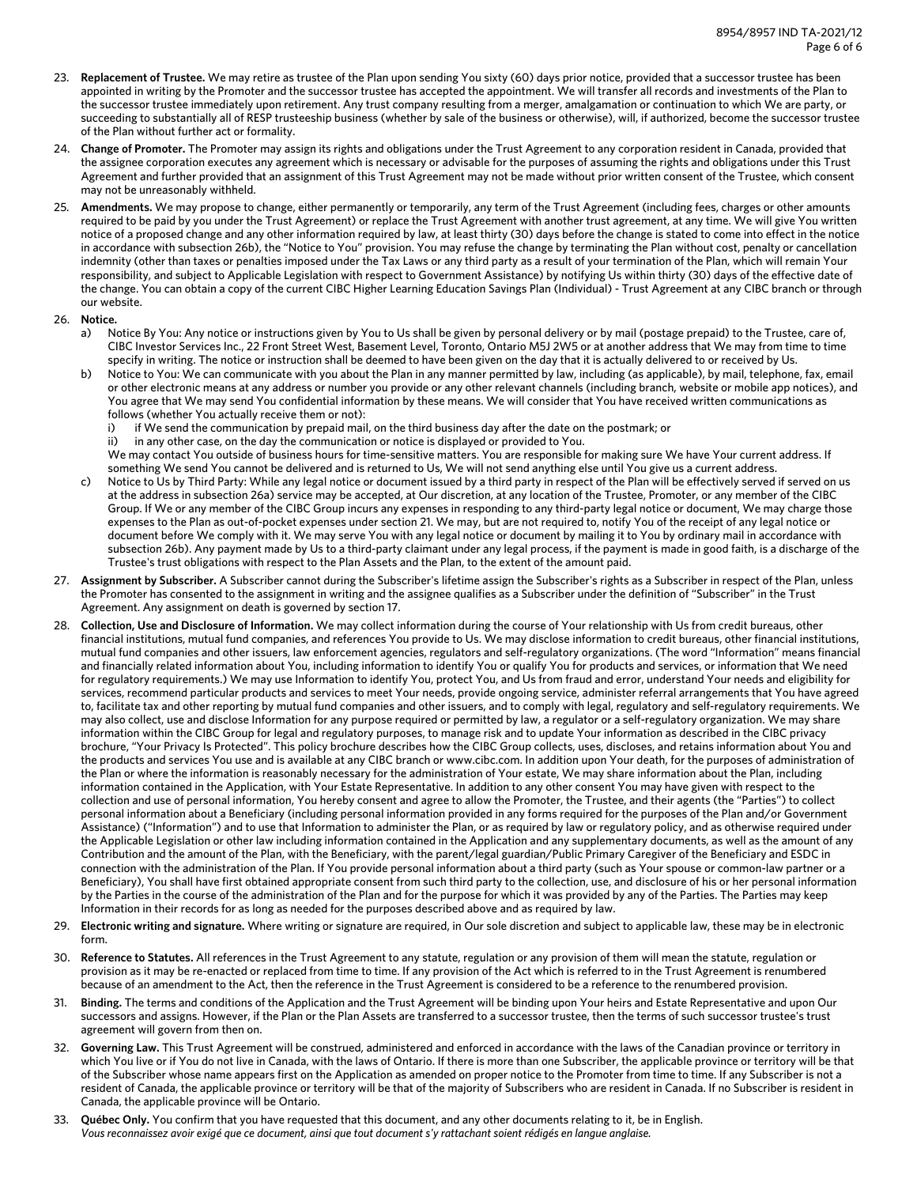23. **Replacement of Trustee.** We may retire as trustee of the Plan upon sending You sixty (60) days prior notice, provided that a successor trustee has been appointed in writing by the Promoter and the successor trustee has accepted the appointment. We will transfer all records and investments of the Plan to the successor trustee immediately upon retirement. Any trust company resulting from a merger, amalgamation or continuation to which We are party, or succeeding to substantially all of RESP trusteeship business (whether by sale of the business or otherwise), will, if authorized, become the successor trustee of the Plan without further act or formality.

24. **Change of Promoter.** The Promoter may assign its rights and obligations under the Trust Agreement to any corporation resident in Canada, provided that the assignee corporation executes any agreement which is necessary or advisable for the purposes of assuming the rights and obligations under this Trust Agreement and further provided that an assignment of this Trust Agreement may not be made without prior written consent of the Trustee, which consent may not be unreasonably withheld.

25. **Amendments.** We may propose to change, either permanently or temporarily, any term of the Trust Agreement (including fees, charges or other amounts required to be paid by you under the Trust Agreement) or replace the Trust Agreement with another trust agreement, at any time. We will give You written notice of a proposed change and any other information required by law, at least thirty (30) days before the change is stated to come into effect in the notice in accordance with subsection 26b), the "Notice to You" provision. You may refuse the change by terminating the Plan without cost, penalty or cancellation indemnity (other than taxes or penalties imposed under the Tax Laws or any third party as a result of your termination of the Plan, which will remain Your responsibility, and subject to Applicable Legislation with respect to Government Assistance) by notifying Us within thirty (30) days of the effective date of the change. You can obtain a copy of the current CIBC Higher Learning Education Savings Plan (Individual) - Trust Agreement at any CIBC branch or through our website.

26. **Notice.**
    a) Notice By You: Any notice or instructions given by You to Us shall be given by personal delivery or by mail (postage prepaid) to the Trustee, care of, CIBC Investor Services Inc., 22 Front Street West, Basement Level, Toronto, Ontario M5J 2W5 or at another address that We may from time to time specify in writing. The notice or instruction shall be deemed to have been given on the day that it is actually delivered to or received by Us.
    b) Notice to You: We can communicate with you about the Plan in any manner permitted by law, including (as applicable), by mail, telephone, fax, email or other electronic means at any address or number you provide or any other relevant channels (including branch, website or mobile app notices), and You agree that We may send You confidential information by these means. We will consider that You have received written communications as follows (whether You actually receive them or not):
        i) if We send the communication by prepaid mail, on the third business day after the date on the postmark; or
        ii) in any other case, on the day the communication or notice is displayed or provided to You.

       We may contact You outside of business hours for time-sensitive matters. You are responsible for making sure We have Your current address. If something We send You cannot be delivered and is returned to Us, We will not send anything else until You give us a current address.
    c) Notice to Us by Third Party: While any legal notice or document issued by a third party in respect of the Plan will be effectively served if served on us at the address in subsection 26a) service may be accepted, at Our discretion, at any location of the Trustee, Promoter, or any member of the CIBC Group. If We or any member of the CIBC Group incurs any expenses in responding to any third-party legal notice or document, We may charge those expenses to the Plan as out-of-pocket expenses under section 21. We may, but are not required to, notify You of the receipt of any legal notice or document before We comply with it. We may serve You with any legal notice or document by mailing it to You by ordinary mail in accordance with subsection 26b). Any payment made by Us to a third-party claimant under any legal process, if the payment is made in good faith, is a discharge of the Trustee's trust obligations with respect to the Plan Assets and the Plan, to the extent of the amount paid.

27. **Assignment by Subscriber.** A Subscriber cannot during the Subscriber's lifetime assign the Subscriber's rights as a Subscriber in respect of the Plan, unless the Promoter has consented to the assignment in writing and the assignee qualifies as a Subscriber under the definition of "Subscriber" in the Trust Agreement. Any assignment on death is governed by section 17.

28. **Collection, Use and Disclosure of Information.** We may collect information during the course of Your relationship with Us from credit bureaus, other financial institutions, mutual fund companies, and references You provide to Us. We may disclose information to credit bureaus, other financial institutions, mutual fund companies and other issuers, law enforcement agencies, regulators and self-regulatory organizations. (The word "Information" means financial and financially related information about You, including information to identify You or qualify You for products and services, or information that We need for regulatory requirements.) We may use Information to identify You, protect You, and Us from fraud and error, understand Your needs and eligibility for services, recommend particular products and services to meet Your needs, provide ongoing service, administer referral arrangements that You have agreed to, facilitate tax and other reporting by mutual fund companies and other issuers, and to comply with legal, regulatory and self-regulatory requirements. We may also collect, use and disclose Information for any purpose required or permitted by law, a regulator or a self-regulatory organization. We may share information within the CIBC Group for legal and regulatory purposes, to manage risk and to update Your information as described in the CIBC privacy brochure, "Your Privacy Is Protected". This policy brochure describes how the CIBC Group collects, uses, discloses, and retains information about You and the products and services You use and is available at any CIBC branch or www.cibc.com. In addition upon Your death, for the purposes of administration of the Plan or where the information is reasonably necessary for the administration of Your estate, We may share information about the Plan, including information contained in the Application, with Your Estate Representative. In addition to any other consent You may have given with respect to the collection and use of personal information, You hereby consent and agree to allow the Promoter, the Trustee, and their agents (the "Parties") to collect personal information about a Beneficiary (including personal information provided in any forms required for the purposes of the Plan and/or Government Assistance) ("Information") and to use that Information to administer the Plan, or as required by law or regulatory policy, and as otherwise required under the Applicable Legislation or other law including information contained in the Application and any supplementary documents, as well as the amount of any Contribution and the amount of the Plan, with the Beneficiary, with the parent/legal guardian/Public Primary Caregiver of the Beneficiary and ESDC in connection with the administration of the Plan. If You provide personal information about a third party (such as Your spouse or common-law partner or a Beneficiary), You shall have first obtained appropriate consent from such third party to the collection, use, and disclosure of his or her personal information by the Parties in the course of the administration of the Plan and for the purpose for which it was provided by any of the Parties. The Parties may keep Information in their records for as long as needed for the purposes described above and as required by law.

29. **Electronic writing and signature.** Where writing or signature are required, in Our sole discretion and subject to applicable law, these may be in electronic form.

30. **Reference to Statutes.** All references in the Trust Agreement to any statute, regulation or any provision of them will mean the statute, regulation or provision as it may be re-enacted or replaced from time to time. If any provision of the Act which is referred to in the Trust Agreement is renumbered because of an amendment to the Act, then the reference in the Trust Agreement is considered to be a reference to the renumbered provision.

31. **Binding.** The terms and conditions of the Application and the Trust Agreement will be binding upon Your heirs and Estate Representative and upon Our successors and assigns. However, if the Plan or the Plan Assets are transferred to a successor trustee, then the terms of such successor trustee's trust agreement will govern from then on.

32. **Governing Law.** This Trust Agreement will be construed, administered and enforced in accordance with the laws of the Canadian province or territory in which You live or if You do not live in Canada, with the laws of Ontario. If there is more than one Subscriber, the applicable province or territory will be that of the Subscriber whose name appears first on the Application as amended on proper notice to the Promoter from time to time. If any Subscriber is not a resident of Canada, the applicable province or territory will be that of the majority of Subscribers who are resident in Canada. If no Subscriber is resident in Canada, the applicable province will be Ontario.

33. **Québec Only.** You confirm that you have requested that this document, and any other documents relating to it, be in English.
    *Vous reconnaissez avoir exigé que ce document, ainsi que tout document s'y rattachant soient rédigés en langue anglaise.*